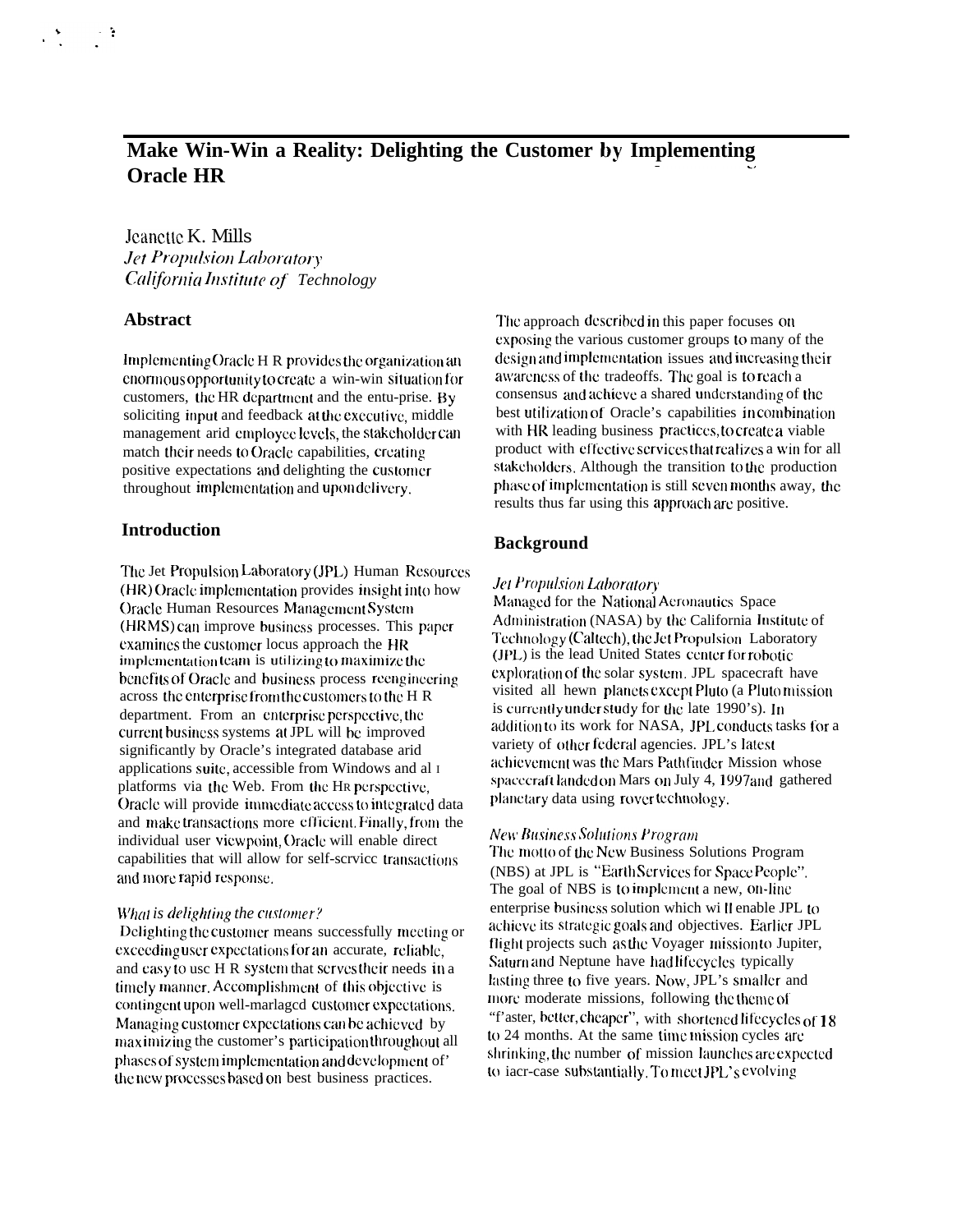# Make Win-Win a Reality: Delighting the Customer by Implementing Oracle HR

Jeanette K. Mills
*Jet Propulsion Laboratory*
*California Institute of Technology*

## Abstract

Implementing Oracle H R provides the organization an enormous opportunity to create a win-win situation for customers, the HR department and the entu-prise. By soliciting input and feedback at the executive, middle management arid employee levels, the stakeholder can match their needs to Oracle capabilities, creating positive expectations and delighting the customer throughout implementation and upon delivery.

## Introduction

The Jet Propulsion Laboratory (JPL) Human Resources (HR) Oracle implementation provides insight into how Oracle Human Resources Management System (HRMS) can improve business processes. This paper examines the customer locus approach the HR implementation team is utilizing to maximize the benefits of Oracle and business process reengineering across the enterprise from the customers to the H R department. From an enterprise perspective, the current business systems at JPL will be improved significantly by Oracle's integrated database arid applications suite, accessible from Windows and al I platforms via the Web. From the HR perspective, Oracle will provide immediate access to integrated data and make transactions more efficient. Finally, from the individual user viewpoint, Oracle will enable direct capabilities that will allow for self-scrvicc transactions and more rapid response.

### *What is delighting the customer?*

Delighting the customer means successfully meeting or exceeding user expectations for an accurate, reliable, and easy to usc H R system that serves their needs in a timely manner. Accomplishment of this objective is contingent upon well-marlagcd customer expectations. Managing customer expectations can be achieved by maximizing the customer's participation throughout all phases of system implementation and development of' the new processes based on best business practices.

The approach described in this paper focuses on exposing the various customer groups to many of the design and implementation issues and increasing their awareness of the tradeoffs. The goal is to reach a consensus and achieve a shared understanding of the best utilization of Oracle's capabilities in combination with HR leading business practices, to create a viable product with effective services that realizes a win for all stakeholders. Although the transition to the production phase of implementation is still seven months away, the results thus far using this approach are positive.

## Background

### *Jet Propulsion Laboratory*

Managed for the National Aeronautics Space Administration (NASA) by the California Institute of Technology (Caltech), the Jet Propulsion Laboratory (JPL) is the lead United States center for robotic exploration of the solar system. JPL spacecraft have visited all hewn planets except Pluto (a Pluto mission is currently under study for the late 1990's). In addition to its work for NASA, JPL conducts tasks for a variety of other federal agencies. JPL's latest achievement was the Mars Pathfinder Mission whose spacecraft landed on Mars on July 4, 1997 and gathered planetary data using rover technology.

### *New Business Solutions Program*

The motto of the New Business Solutions Program (NBS) at JPL is "Earth Services for Space People". The goal of NBS is to implement a new, on-line enterprise business solution which wi ll enable JPL to achieve its strategic goals and objectives. Earlier JPL flight projects such as the Voyager mission to Jupiter, Saturn and Neptune have had lifecycles typically lasting three to five years. Now, JPL's smaller and more moderate missions, following the theme of "f'aster, better, cheaper", with shortened lifecycles of 18 to 24 months. At the same time mission cycles are shrinking, the number of mission launches are expected to iacr-case substantially. To meet JPL's evolving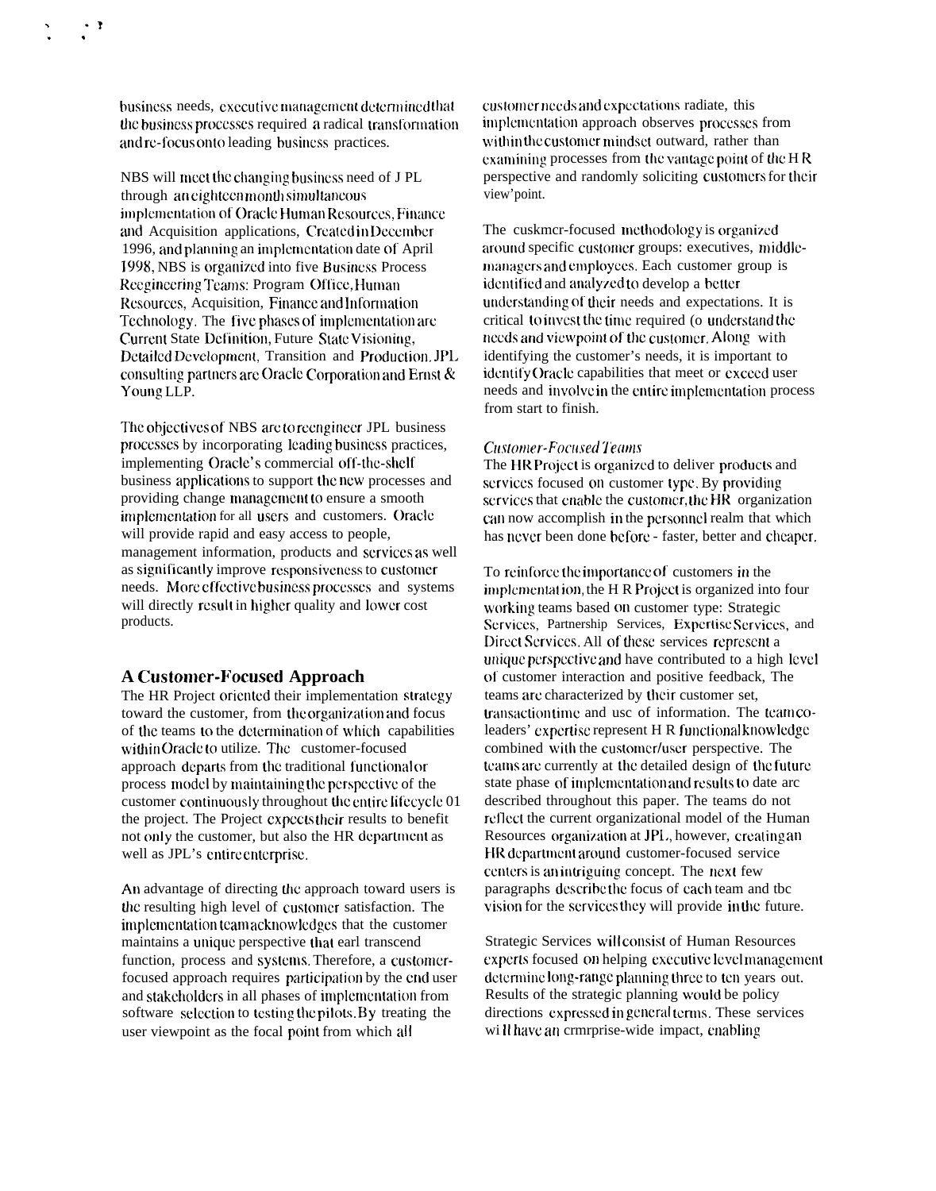business needs, executive management determined that the business processes required a radical transformation and re-focus onto leading business practices.

NBS will meet the changing business need of J PL through an eighteen month simultaneous implementation of Oracle Human Resources, Finance and Acquisition applications, Created in December 1996, and planning an implementation date of April 1998, NBS is organized into five Business Process Reegineering Teams: Program Office, Human Resources, Acquisition, Finance and Information Technology. The five phases of implementation are Current State Definition, Future State Visioning, Detailed Development, Transition and Production. JPL consulting partners are Oracle Corporation and Ernst & Young LLP.

The objectives of NBS are to reengineer JPL business processes by incorporating leading business practices, implementing Oracle's commercial off-the-shelf business applications to support the new processes and providing change management to ensure a smooth implementation for all users and customers. Oracle will provide rapid and easy access to people, management information, products and services as well as significantly improve responsiveness to customer needs. More effective business processes and systems will directly result in higher quality and lower cost products.

## A Customer-Focused Approach

The HR Project oriented their implementation strategy toward the customer, from the organization and focus of the teams to the determination of which capabilities within Oracle to utilize. The customer-focused approach departs from the traditional functional or process model by maintaining the perspective of the customer continuously throughout the entire lifecycle 01 the project. The Project expects their results to benefit not only the customer, but also the HR department as well as JPL's entire enterprise.

An advantage of directing the approach toward users is the resulting high level of customer satisfaction. The implementation team acknowledges that the customer maintains a unique perspective that earl transcend function, process and systems. Therefore, a customer-focused approach requires participation by the end user and stakeholders in all phases of implementation from software selection to testing the pilots. By treating the user viewpoint as the focal point from which all customer needs and expectations radiate, this implementation approach observes processes from within the customer mindset outward, rather than examining processes from the vantage point of the H R perspective and randomly soliciting customers for their view'point.

The cuskmcr-focused methodology is organized around specific customer groups: executives, middle-managers and employees. Each customer group is identified and analyzed to develop a better understanding of their needs and expectations. It is critical to invest the time required (o understand the needs and viewpoint of the customer. Along with identifying the customer's needs, it is important to identify Oracle capabilities that meet or exceed user needs and involve in the entire implementation process from start to finish.

### *Customer-Focused Teams*

The HR Project is organized to deliver products and services focused on customer type. By providing services that enable the customer, the HR organization can now accomplish in the personnel realm that which has never been done before - faster, better and cheaper.

To reinforce the importance of customers in the implementation, the H R Project is organized into four working teams based on customer type: Strategic Services, Partnership Services, Expertise Services, and Direct Services. All of these services represent a unique perspective and have contributed to a high level of customer interaction and positive feedback, The teams are characterized by their customer set, transaction time and usc of information. The team co-leaders' expertise represent H R functional knowledge combined with the customer/user perspective. The teams are currently at the detailed design of the future state phase of implementation and results to date arc described throughout this paper. The teams do not reflect the current organizational model of the Human Resources organization at JPL, however, creating an HR department around customer-focused service centers is an intriguing concept. The next few paragraphs describe the focus of each team and tbc vision for the services they will provide in the future.

Strategic Services will consist of Human Resources experts focused on helping executive level management determine long-range planning three to ten years out. Results of the strategic planning would be policy directions expressed in general terms. These services wi ll have an crmrprise-wide impact, enabling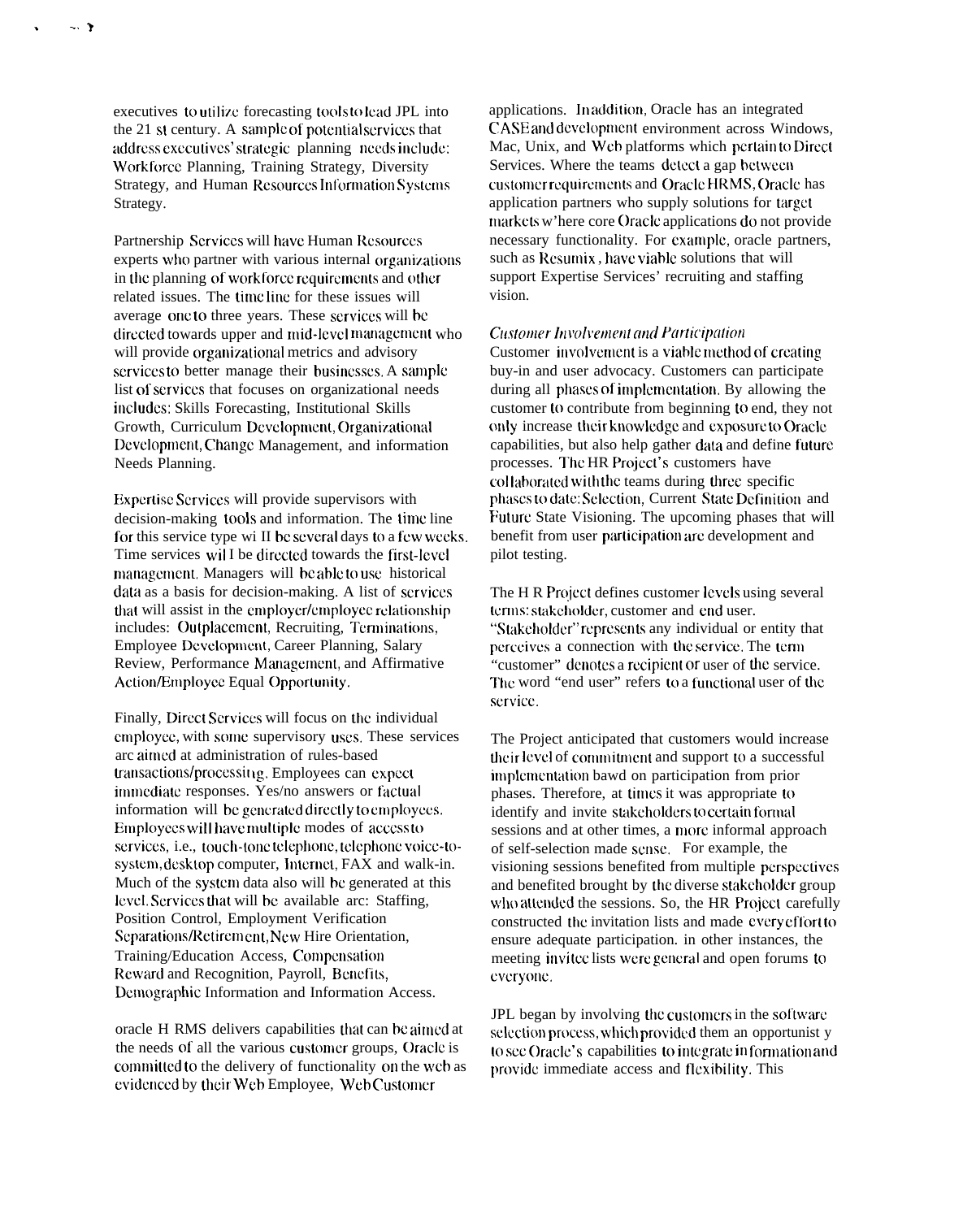executives to utilize forecasting tools to lead JPL into the 21 st century. A sample of potential services that address executives' strategic planning needs include: Workforce Planning, Training Strategy, Diversity Strategy, and Human Resources Information Systems Strategy.

Partnership Services will have Human Resources experts who partner with various internal organizations in the planning of workforce requirements and other related issues. The time line for these issues will average one to three years. These services will be directed towards upper and mid-level management who will provide organizational metrics and advisory services to better manage their businesses. A sample list of services that focuses on organizational needs includes: Skills Forecasting, Institutional Skills Growth, Curriculum Development, Organizational Development, Change Management, and information Needs Planning.

Expertise Services will provide supervisors with decision-making tools and information. The time line for this service type wi II be several days to a few weeks. Time services wil I be directed towards the first-level management. Managers will be able to use historical data as a basis for decision-making. A list of services that will assist in the employer/employee relationship includes: Outplacement, Recruiting, Terminations, Employee Development, Career Planning, Salary Review, Performance Management, and Affirmative Action/Employee Equal Opportunity.

Finally, Direct Services will focus on the individual employee, with some supervisory uses. These services are aimed at administration of rules-based transactions/processing. Employees can expect immediate responses. Yes/no answers or factual information will be generated directly to employees. Employees will have multiple modes of access to services, i.e., touch-tone telephone, telephone voice-to-system, desktop computer, Internet, FAX and walk-in. Much of the system data also will be generated at this level. Services that will be available are: Staffing, Position Control, Employment Verification Separations/Retirement, New Hire Orientation, Training/Education Access, Compensation Reward and Recognition, Payroll, Benefits, Demographic Information and Information Access.

oracle H RMS delivers capabilities that can be aimed at the needs of all the various customer groups, Oracle is committed to the delivery of functionality on the web as evidenced by their Web Employee, Web Customer applications. In addition, Oracle has an integrated CASE and development environment across Windows, Mac, Unix, and Web platforms which pertain to Direct Services. Where the teams detect a gap between customer requirements and Oracle HRMS, Oracle has application partners who supply solutions for target markets w'here core Oracle applications do not provide necessary functionality. For example, oracle partners, such as Resumix , have viable solutions that will support Expertise Services' recruiting and staffing vision.

*Customer Involvement and Participation*

Customer involvement is a viable method of creating buy-in and user advocacy. Customers can participate during all phases of implementation. By allowing the customer to contribute from beginning to end, they not only increase their knowledge and exposure to Oracle capabilities, but also help gather data and define future processes. The HR Project's customers have collaborated with the teams during three specific phases to date: Selection, Current State Definition and Future State Visioning. The upcoming phases that will benefit from user participation are development and pilot testing.

The H R Project defines customer levels using several terms: stakeholder, customer and end user. "Stakeholder" represents any individual or entity that perceives a connection with the service. The term "customer" denotes a recipient or user of the service. The word "end user" refers to a functional user of the service.

The Project anticipated that customers would increase their level of commitment and support to a successful implementation bawd on participation from prior phases. Therefore, at times it was appropriate to identify and invite stakeholders to certain formal sessions and at other times, a more informal approach of self-selection made sense. For example, the visioning sessions benefited from multiple perspectives and benefited brought by the diverse stakeholder group who attended the sessions. So, the HR Project carefully constructed the invitation lists and made every effort to ensure adequate participation. in other instances, the meeting invitee lists were general and open forums to everyone.

JPL began by involving the customers in the software selection process, which provided them an opportunist y to see Oracle's capabilities to integrate in formation and provide immediate access and flexibility. This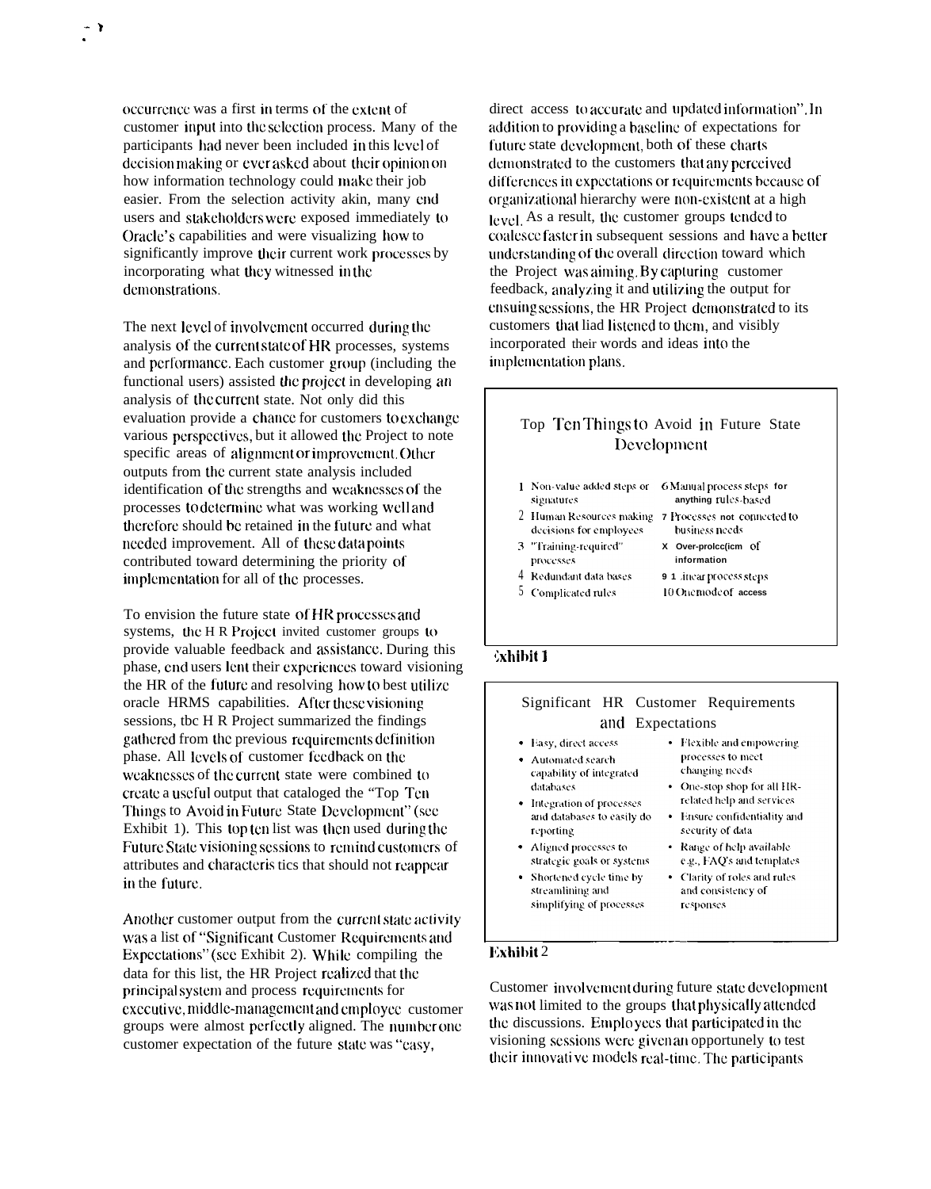occurrence was a first in terms of the extent of customer input into the selection process. Many of the participants had never been included in this level of decision making or ever asked about their opinion on how information technology could make their job easier. From the selection activity akin, many end users and stakeholders were exposed immediately to Oracle's capabilities and were visualizing how to significantly improve their current work processes by incorporating what they witnessed in the demonstrations.

The next level of involvement occurred during the analysis of the current state of HR processes, systems and performance. Each customer group (including the functional users) assisted the project in developing an analysis of the current state. Not only did this evaluation provide a chance for customers to exchange various perspectives, but it allowed the Project to note specific areas of alignment or improvement. Other outputs from the current state analysis included identification of the strengths and weaknesses of the processes to determine what was working well and therefore should be retained in the future and what needed improvement. All of these data points contributed toward determining the priority of implementation for all of the processes.

To envision the future state of HR processes and systems, the H R Project invited customer groups to provide valuable feedback and assistance. During this phase, end users lent their experiences toward visioning the HR of the future and resolving how to best utilize oracle HRMS capabilities. After these visioning sessions, tbc H R Project summarized the findings gathered from the previous requirements definition phase. All levels of customer feedback on the weaknesses of the current state were combined to create a useful output that cataloged the "Top Ten Things to Avoid in Future State Development" (see Exhibit 1). This top ten list was then used during the Future State visioning sessions to remind customers of attributes and characteris tics that should not reappear in the future.

Another customer output from the current state activity was a list of "Significant Customer Requirements and Expectations" (see Exhibit 2). While compiling the data for this list, the HR Project realized that the principal system and process requirements for executive, middle-management and employee customer groups were almost perfectly aligned. The number one customer expectation of the future state was "easy, direct access to accurate and updated information". In addition to providing a baseline of expectations for future state development, both of these charts demonstrated to the customers that any perceived differences in expectations or requirements because of organizational hierarchy were non-existent at a high level. As a result, the customer groups tended to coalesce faster in subsequent sessions and have a better understanding of the overall direction toward which the Project was aiming. By capturing customer feedback, analyzing it and utilizing the output for ensuing sessions, the HR Project demonstrated to its customers that liad listened to them, and visibly incorporated their words and ideas into the implementation plans.

**Top Ten Things to Avoid in Future State Development**

1. Non-value added steps or signatures
2. Human Resources making decisions for employees
3. "Training-required" processes
4. Redundant data bases
5. Complicated rules
6. Manual process steps for anything rules-based
7. Processes not connected to business needs
8. Over-prolce(icm of information
9. Linear process steps
10. One mode of access

**Exhibit 1**

**Significant HR Customer Requirements and Expectations**

- Easy, direct access
- Automated search capability of integrated databases
- Integration of processes and databases to easily do reporting
- Aligned processes to strategic goals or systems
- Shortened cycle time by streamlining and simplifying of processes
- Flexible and empowering processes to meet changing needs
- One-stop shop for all HR-related help and services
- Ensure confidentiality and security of data
- Range of help available e.g., FAQ's and templates
- Clarity of roles and rules and consistency of responses

**Exhibit 2**

Customer involvement during future state development was not limited to the groups that physically attended the discussions. Employees that participated in the visioning sessions were given an opportunely to test their innovative models real-time. The participants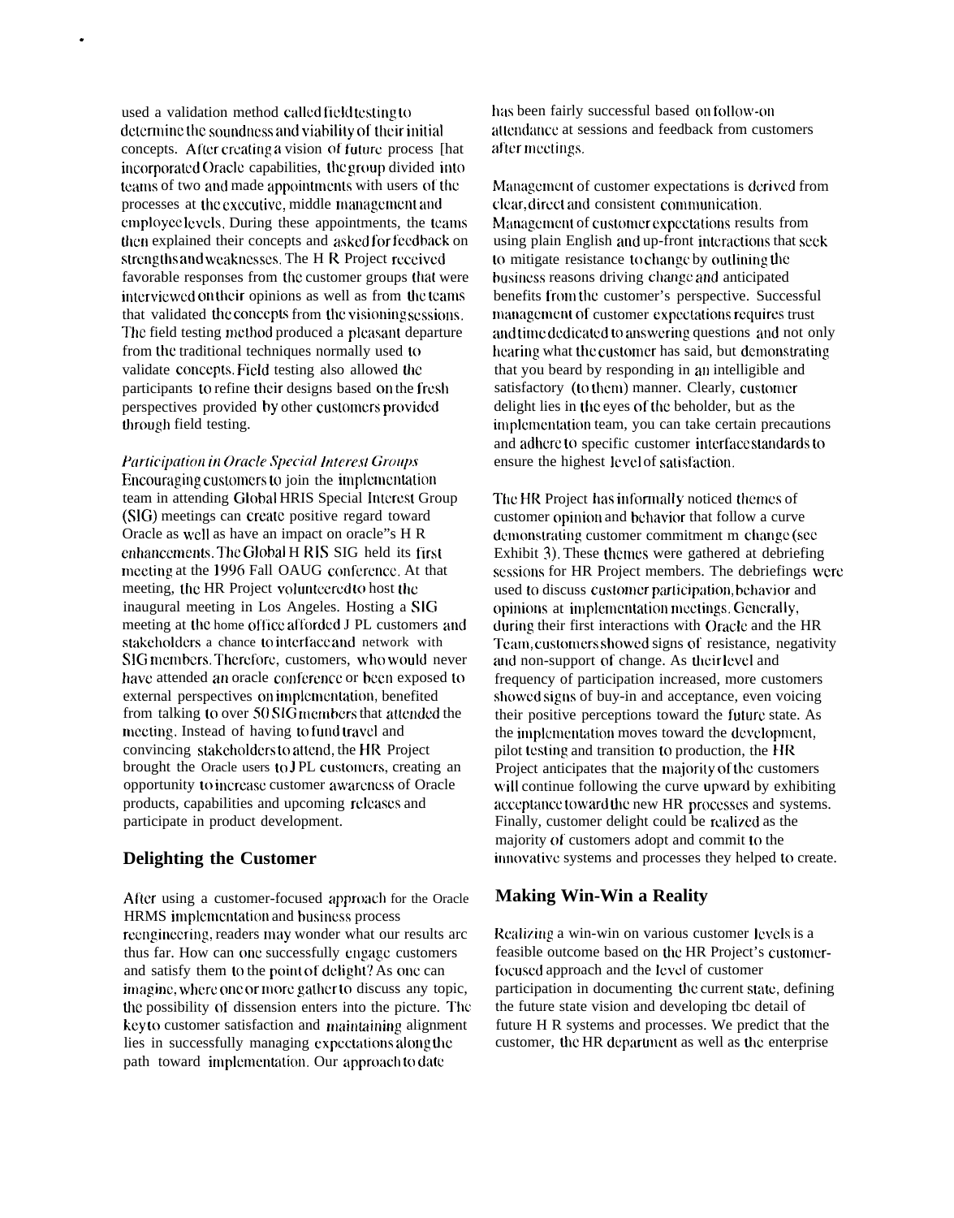used a validation method called field testing to determine the soundness and viability of their initial concepts. After creating a vision of future process [hat incorporated Oracle capabilities, the group divided into teams of two and made appointments with users of the processes at the executive, middle management and employee levels, During these appointments, the teams then explained their concepts and asked for feedback on strengths and weaknesses. The H R Project received favorable responses from the customer groups that were interviewed on their opinions as well as from the teams that validated the concepts from the visioning sessions. The field testing method produced a pleasant departure from the traditional techniques normally used to validate concepts. Field testing also allowed the participants to refine their designs based on the fresh perspectives provided by other customers provided through field testing.

*Participation in Oracle Special Interest Groups*

Encouraging customers to join the implementation team in attending Global HRIS Special Interest Group (SIG) meetings can create positive regard toward Oracle as well as have an impact on oracle"s H R enhancements. The Global H RIS SIG held its first meeting at the 1996 Fall OAUG conference. At that meeting, the HR Project volunteered to host the inaugural meeting in Los Angeles. Hosting a SIG meeting at the home office afforded J PL customers and stakeholders a chance to interface and network with SIG members. Therefore, customers, who would never have attended an oracle conference or been exposed to external perspectives on implementation, benefited from talking to over 50 SIG members that attended the meeting. Instead of having to fund travel and convincing stakeholders to attend, the HR Project brought the Oracle users to J PL customers, creating an opportunity to increase customer awareness of Oracle products, capabilities and upcoming releases and participate in product development.

## Delighting the Customer

After using a customer-focused approach for the Oracle HRMS implementation and business process reengineering, readers may wonder what our results arc thus far. How can one successfully engage customers and satisfy them to the point of delight? As one can imagine, where one or more gather to discuss any topic, the possibility of dissension enters into the picture. The key to customer satisfaction and maintaining alignment lies in successfully managing expectations along the path toward implementation. Our approach to date has been fairly successful based on follow-on attendance at sessions and feedback from customers after meetings.

Management of customer expectations is derived from clear, direct and consistent communication. Management of customer expectations results from using plain English and up-front interactions that seek to mitigate resistance to change by outlining the business reasons driving change and anticipated benefits from the customer's perspective. Successful management of customer expectations requires trust and time dedicated to answering questions and not only hearing what the customer has said, but demonstrating that you beard by responding in an intelligible and satisfactory (to them) manner. Clearly, customer delight lies in the eyes of the beholder, but as the implementation team, you can take certain precautions and adhere to specific customer interface standards to ensure the highest level of satisfaction.

The HR Project has informally noticed themes of customer opinion and behavior that follow a curve demonstrating customer commitment m change (see Exhibit 3). These themes were gathered at debriefing sessions for HR Project members. The debriefings were used to discuss customer participation, behavior and opinions at implementation meetings. Generally, during their first interactions with Oracle and the HR Team, customers showed signs of resistance, negativity and non-support of change. As their level and frequency of participation increased, more customers showed signs of buy-in and acceptance, even voicing their positive perceptions toward the future state. As the implementation moves toward the development, pilot testing and transition to production, the HR Project anticipates that the majority of the customers will continue following the curve upward by exhibiting acceptance toward the new HR processes and systems. Finally, customer delight could be realized as the majority of customers adopt and commit to the innovative systems and processes they helped to create.

## Making Win-Win a Reality

Realizing a win-win on various customer levels is a feasible outcome based on the HR Project's customer-focused approach and the level of customer participation in documenting the current state, defining the future state vision and developing tbc detail of future H R systems and processes. We predict that the customer, the HR department as well as the enterprise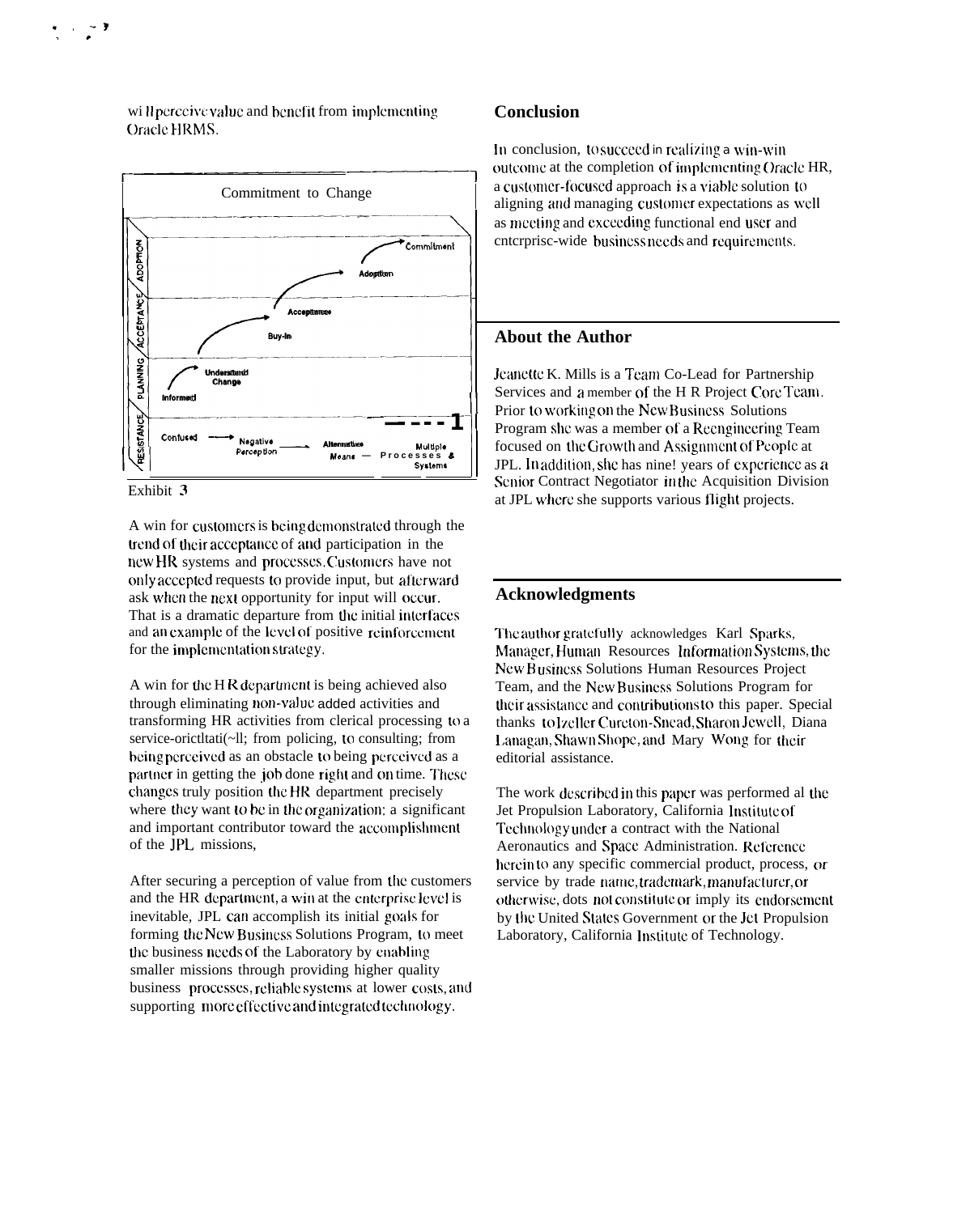will perceive value and benefit from implementing Oracle HRMS.

Commitment to Change

RESISTANCE
PLANNING
ACCEPTANCE
ADOPTION

Commitment
Adoption
Acceptance
Buy-In
Understand Change
Informed
Confused
Negative Perception
Alternative Means
Multiple Processes & Systems
1

Exhibit 3

A win for customers is being demonstrated through the trend of their acceptance of and participation in the new HR systems and processes. Customers have not only accepted requests to provide input, but afterward ask when the next opportunity for input will occur. That is a dramatic departure from the initial interfaces and an example of the level of positive reinforcement for the implementation strategy.

A win for the HR department is being achieved also through eliminating non-value added activities and transforming HR activities from clerical processing to a service-orientation; from policing, to consulting; from being perceived as an obstacle to being perceived as a partner in getting the job done right and on time. These changes truly position the HR department precisely where they want to be in the organization: a significant and important contributor toward the accomplishment of the JPL missions,

After securing a perception of value from the customers and the HR department, a win at the enterprise level is inevitable, JPL can accomplish its initial goals for forming the New Business Solutions Program, to meet the business needs of the Laboratory by enabling smaller missions through providing higher quality business processes, reliable systems at lower costs, and supporting more effective and integrated technology.

## Conclusion

In conclusion, to succeed in realizing a win-win outcome at the completion of implementing Oracle HR, a customer-focused approach is a viable solution to aligning and managing customer expectations as well as meeting and exceeding functional end user and enterprise-wide business needs and requirements.

## About the Author

Jeanette K. Mills is a Team Co-Lead for Partnership Services and a member of the H R Project Core Team. Prior to working on the New Business Solutions Program she was a member of a Reengineering Team focused on the Growth and Assignment of People at JPL. In addition, she has nine! years of experience as a Senior Contract Negotiator in the Acquisition Division at JPL where she supports various flight projects.

## Acknowledgments

The author gratefully acknowledges Karl Sparks, Manager, Human Resources Information Systems, the New Business Solutions Human Resources Project Team, and the New Business Solutions Program for their assistance and contributions to this paper. Special thanks to Izeller Cureton-Snead, Sharon Jewell, Diana Lanagan, Shawn Shope, and Mary Wong for their editorial assistance.

The work described in this paper was performed at the Jet Propulsion Laboratory, California Institute of Technology under a contract with the National Aeronautics and Space Administration. Reference herein to any specific commercial product, process, or service by trade name, trademark, manufacturer, or otherwise, does not constitute or imply its endorsement by the United States Government or the Jet Propulsion Laboratory, California Institute of Technology.